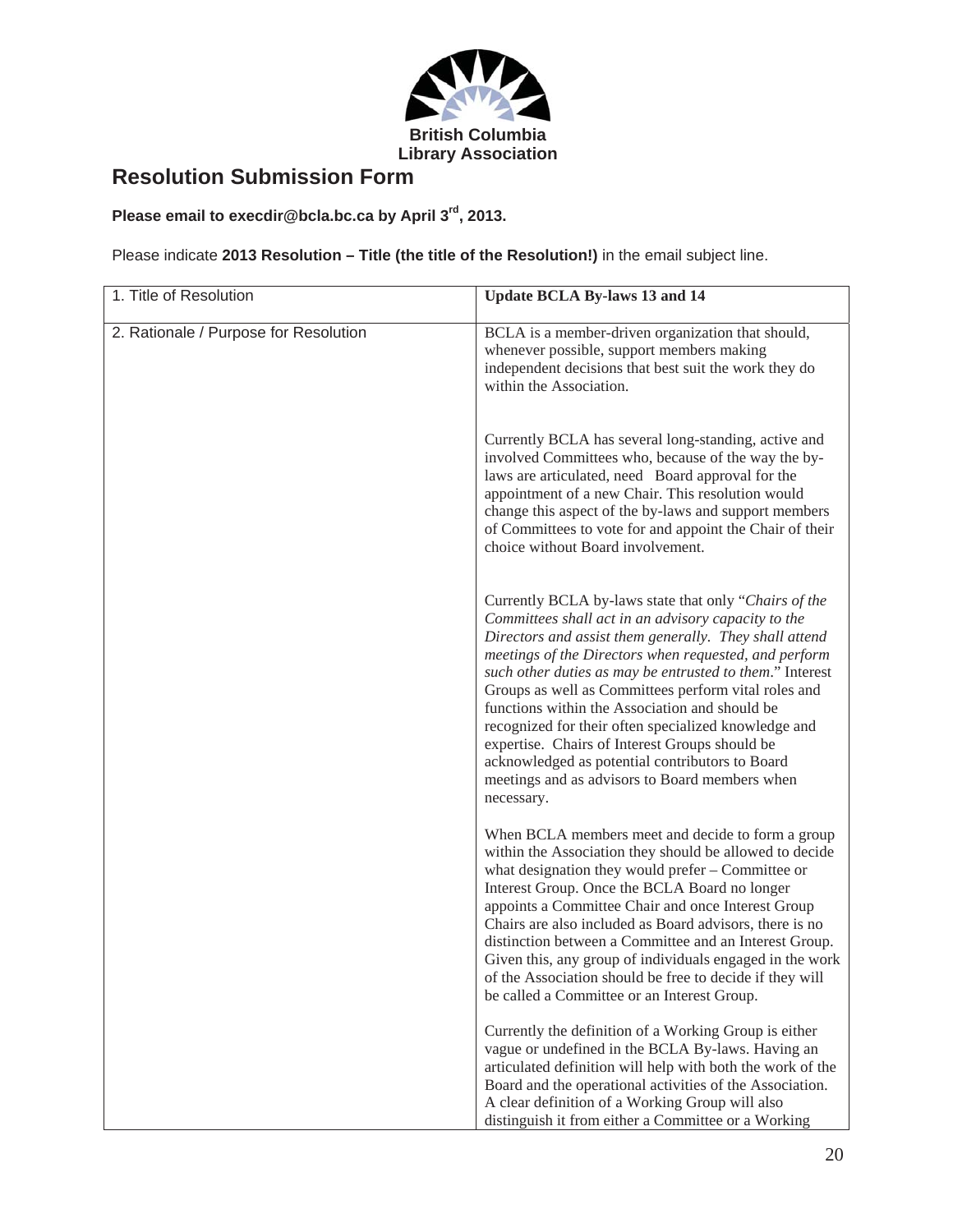British Columbia
Library Association

# Resolution Submission Form

**Please email to execdir@bcla.bc.ca by April 3rd, 2013.**

Please indicate **2013 Resolution – Title (the title of the Resolution!)** in the email subject line.

| 1. Title of Resolution | **Update BCLA By-laws 13 and 14** |
|---|---|
| 2. Rationale / Purpose for Resolution | BCLA is a member-driven organization that should, whenever possible, support members making independent decisions that best suit the work they do within the Association.<br><br>Currently BCLA has several long-standing, active and involved Committees who, because of the way the by-laws are articulated, need Board approval for the appointment of a new Chair. This resolution would change this aspect of the by-laws and support members of Committees to vote for and appoint the Chair of their choice without Board involvement.<br><br>Currently BCLA by-laws state that only "*Chairs of the Committees shall act in an advisory capacity to the Directors and assist them generally. They shall attend meetings of the Directors when requested, and perform such other duties as may be entrusted to them*." Interest Groups as well as Committees perform vital roles and functions within the Association and should be recognized for their often specialized knowledge and expertise. Chairs of Interest Groups should be acknowledged as potential contributors to Board meetings and as advisors to Board members when necessary.<br><br>When BCLA members meet and decide to form a group within the Association they should be allowed to decide what designation they would prefer – Committee or Interest Group. Once the BCLA Board no longer appoints a Committee Chair and once Interest Group Chairs are also included as Board advisors, there is no distinction between a Committee and an Interest Group. Given this, any group of individuals engaged in the work of the Association should be free to decide if they will be called a Committee or an Interest Group.<br><br>Currently the definition of a Working Group is either vague or undefined in the BCLA By-laws. Having an articulated definition will help with both the work of the Board and the operational activities of the Association. A clear definition of a Working Group will also distinguish it from either a Committee or a Working |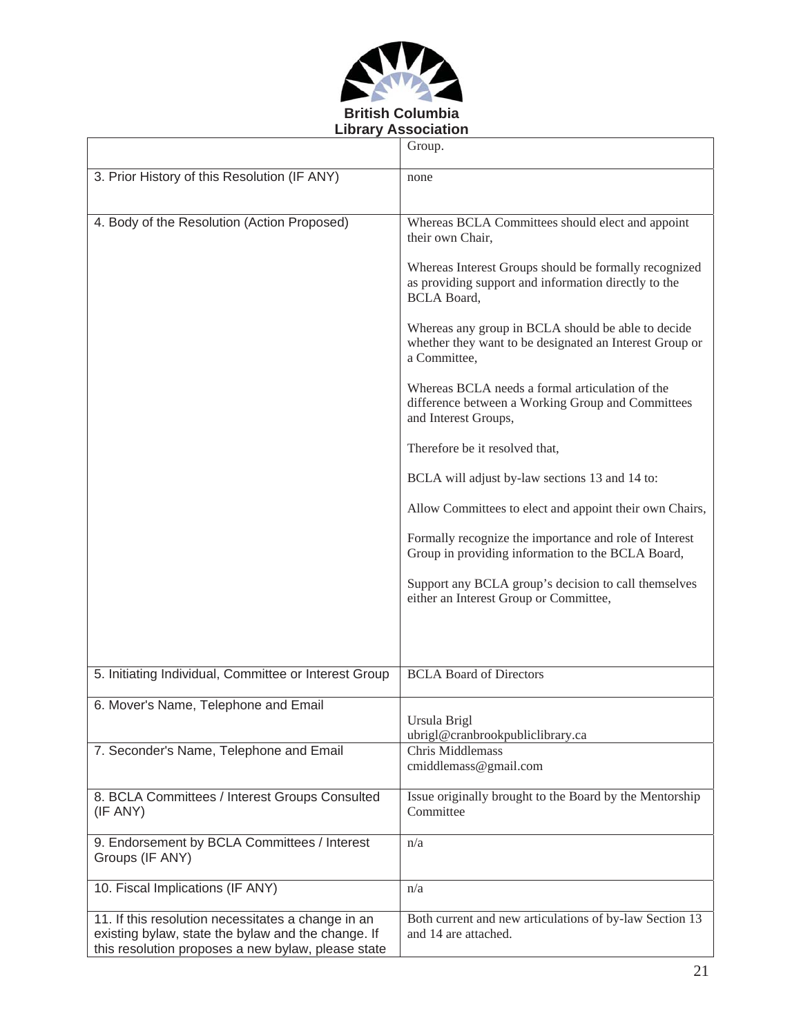**British Columbia Library Association**

| | |
|---|---|
| | Group. |
| 3. Prior History of this Resolution (IF ANY) | none |
| 4. Body of the Resolution (Action Proposed) | Whereas BCLA Committees should elect and appoint their own Chair,<br><br>Whereas Interest Groups should be formally recognized as providing support and information directly to the BCLA Board,<br><br>Whereas any group in BCLA should be able to decide whether they want to be designated an Interest Group or a Committee,<br><br>Whereas BCLA needs a formal articulation of the difference between a Working Group and Committees and Interest Groups,<br><br>Therefore be it resolved that,<br><br>BCLA will adjust by-law sections 13 and 14 to:<br><br>Allow Committees to elect and appoint their own Chairs,<br><br>Formally recognize the importance and role of Interest Group in providing information to the BCLA Board,<br><br>Support any BCLA group's decision to call themselves either an Interest Group or Committee, |
| 5. Initiating Individual, Committee or Interest Group | BCLA Board of Directors |
| 6. Mover's Name, Telephone and Email | Ursula Brigl<br>ubrigl@cranbrookpubliclibrary.ca |
| 7. Seconder's Name, Telephone and Email | Chris Middlemass<br>cmiddlemass@gmail.com |
| 8. BCLA Committees / Interest Groups Consulted (IF ANY) | Issue originally brought to the Board by the Mentorship Committee |
| 9. Endorsement by BCLA Committees / Interest Groups (IF ANY) | n/a |
| 10. Fiscal Implications (IF ANY) | n/a |
| 11. If this resolution necessitates a change in an existing bylaw, state the bylaw and the change. If this resolution proposes a new bylaw, please state | Both current and new articulations of by-law Section 13 and 14 are attached. |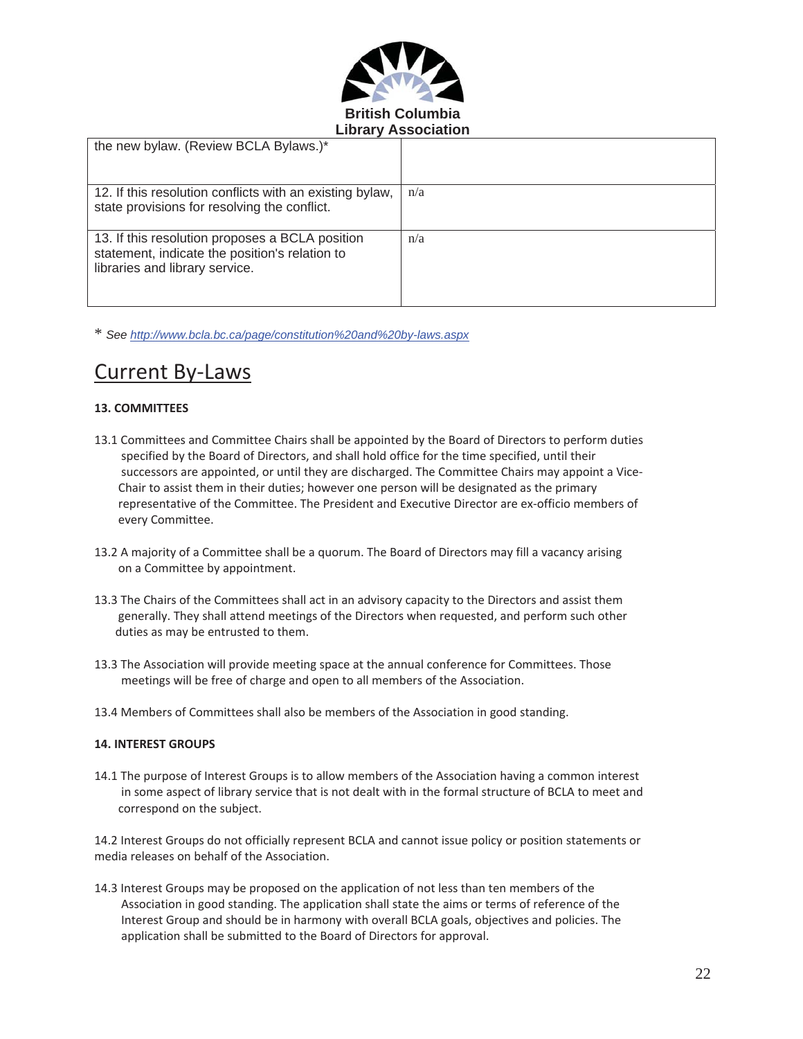| the new bylaw. (Review BCLA Bylaws.)* | |
|---|---|
| 12. If this resolution conflicts with an existing bylaw, state provisions for resolving the conflict. | n/a |
| 13. If this resolution proposes a BCLA position statement, indicate the position's relation to libraries and library service. | n/a |

\* *See http://www.bcla.bc.ca/page/constitution%20and%20by-laws.aspx*

# Current By-Laws

**13. COMMITTEES**

13.1 Committees and Committee Chairs shall be appointed by the Board of Directors to perform duties specified by the Board of Directors, and shall hold office for the time specified, until their successors are appointed, or until they are discharged. The Committee Chairs may appoint a Vice-Chair to assist them in their duties; however one person will be designated as the primary representative of the Committee. The President and Executive Director are ex-officio members of every Committee.

13.2 A majority of a Committee shall be a quorum. The Board of Directors may fill a vacancy arising on a Committee by appointment.

13.3 The Chairs of the Committees shall act in an advisory capacity to the Directors and assist them generally. They shall attend meetings of the Directors when requested, and perform such other duties as may be entrusted to them.

13.3 The Association will provide meeting space at the annual conference for Committees. Those meetings will be free of charge and open to all members of the Association.

13.4 Members of Committees shall also be members of the Association in good standing.

**14. INTEREST GROUPS**

14.1 The purpose of Interest Groups is to allow members of the Association having a common interest in some aspect of library service that is not dealt with in the formal structure of BCLA to meet and correspond on the subject.

14.2 Interest Groups do not officially represent BCLA and cannot issue policy or position statements or media releases on behalf of the Association.

14.3 Interest Groups may be proposed on the application of not less than ten members of the Association in good standing. The application shall state the aims or terms of reference of the Interest Group and should be in harmony with overall BCLA goals, objectives and policies. The application shall be submitted to the Board of Directors for approval.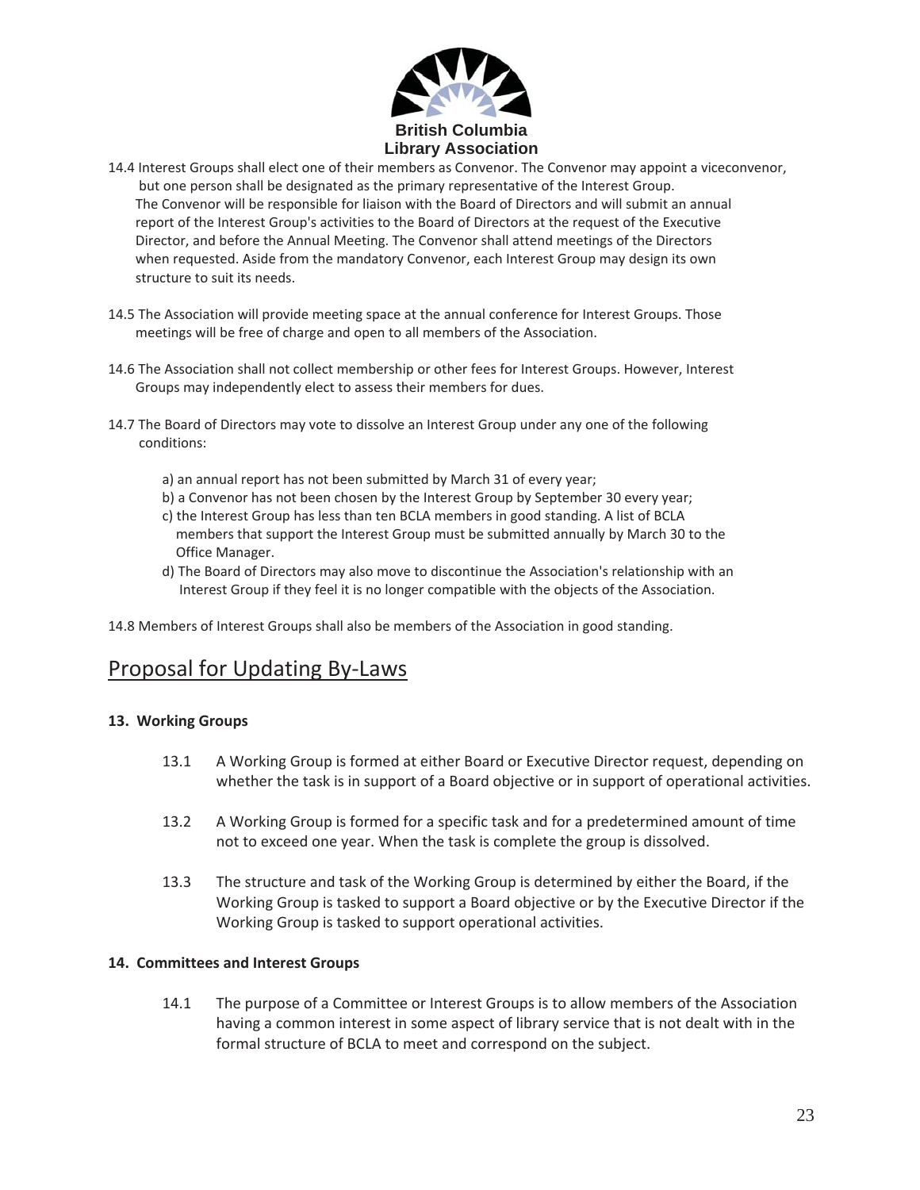14.4 Interest Groups shall elect one of their members as Convenor. The Convenor may appoint a viceconvenor, but one person shall be designated as the primary representative of the Interest Group. The Convenor will be responsible for liaison with the Board of Directors and will submit an annual report of the Interest Group's activities to the Board of Directors at the request of the Executive Director, and before the Annual Meeting. The Convenor shall attend meetings of the Directors when requested. Aside from the mandatory Convenor, each Interest Group may design its own structure to suit its needs.

14.5 The Association will provide meeting space at the annual conference for Interest Groups. Those meetings will be free of charge and open to all members of the Association.

14.6 The Association shall not collect membership or other fees for Interest Groups. However, Interest Groups may independently elect to assess their members for dues.

14.7 The Board of Directors may vote to dissolve an Interest Group under any one of the following conditions:

a) an annual report has not been submitted by March 31 of every year;
b) a Convenor has not been chosen by the Interest Group by September 30 every year;
c) the Interest Group has less than ten BCLA members in good standing. A list of BCLA members that support the Interest Group must be submitted annually by March 30 to the Office Manager.
d) The Board of Directors may also move to discontinue the Association's relationship with an Interest Group if they feel it is no longer compatible with the objects of the Association.

14.8 Members of Interest Groups shall also be members of the Association in good standing.

## Proposal for Updating By-Laws

**13. Working Groups**

13.1 A Working Group is formed at either Board or Executive Director request, depending on whether the task is in support of a Board objective or in support of operational activities.

13.2 A Working Group is formed for a specific task and for a predetermined amount of time not to exceed one year. When the task is complete the group is dissolved.

13.3 The structure and task of the Working Group is determined by either the Board, if the Working Group is tasked to support a Board objective or by the Executive Director if the Working Group is tasked to support operational activities.

**14. Committees and Interest Groups**

14.1 The purpose of a Committee or Interest Groups is to allow members of the Association having a common interest in some aspect of library service that is not dealt with in the formal structure of BCLA to meet and correspond on the subject.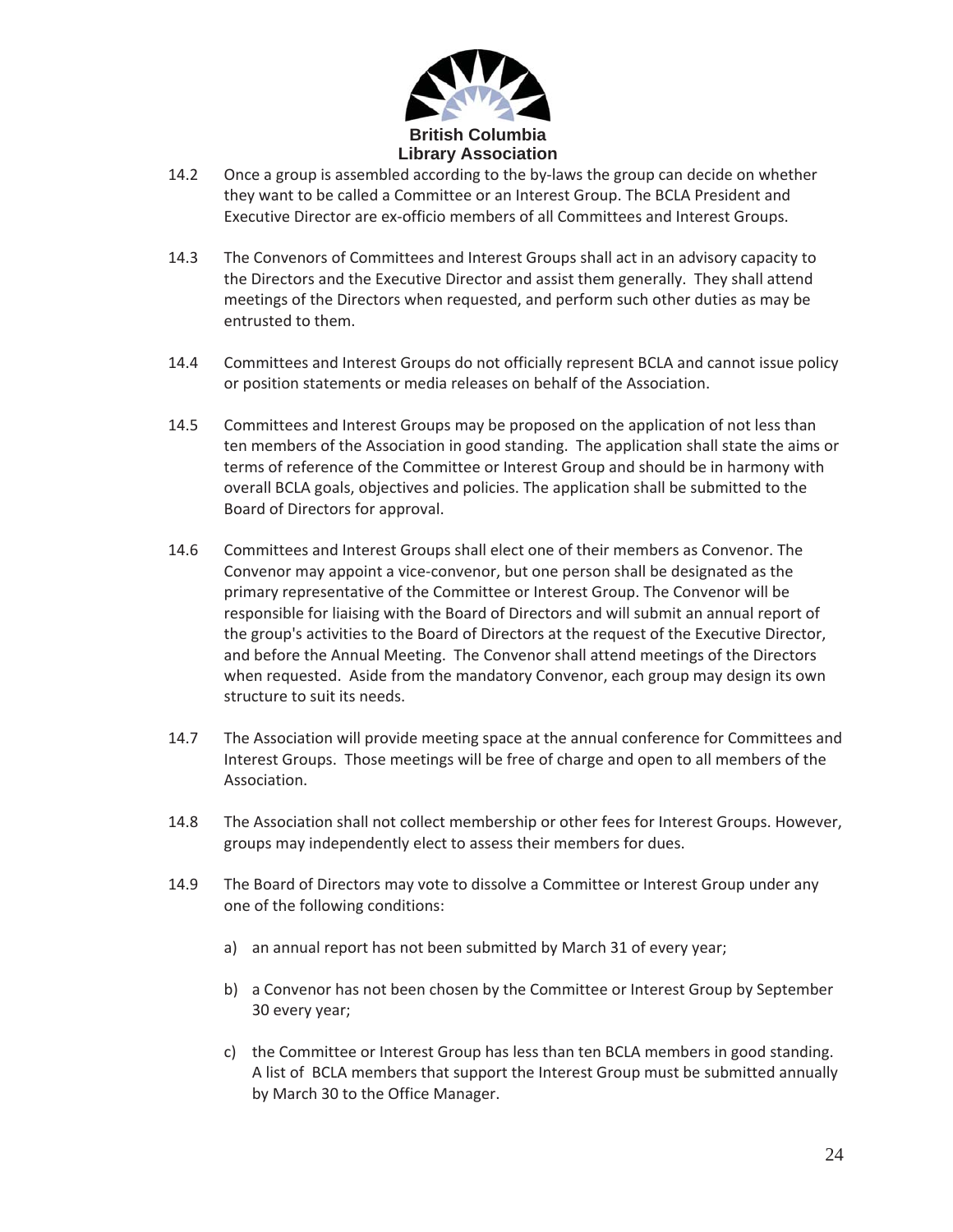14.2 Once a group is assembled according to the by-laws the group can decide on whether they want to be called a Committee or an Interest Group. The BCLA President and Executive Director are ex-officio members of all Committees and Interest Groups.

14.3 The Convenors of Committees and Interest Groups shall act in an advisory capacity to the Directors and the Executive Director and assist them generally. They shall attend meetings of the Directors when requested, and perform such other duties as may be entrusted to them.

14.4 Committees and Interest Groups do not officially represent BCLA and cannot issue policy or position statements or media releases on behalf of the Association.

14.5 Committees and Interest Groups may be proposed on the application of not less than ten members of the Association in good standing. The application shall state the aims or terms of reference of the Committee or Interest Group and should be in harmony with overall BCLA goals, objectives and policies. The application shall be submitted to the Board of Directors for approval.

14.6 Committees and Interest Groups shall elect one of their members as Convenor. The Convenor may appoint a vice-convenor, but one person shall be designated as the primary representative of the Committee or Interest Group. The Convenor will be responsible for liaising with the Board of Directors and will submit an annual report of the group's activities to the Board of Directors at the request of the Executive Director, and before the Annual Meeting. The Convenor shall attend meetings of the Directors when requested. Aside from the mandatory Convenor, each group may design its own structure to suit its needs.

14.7 The Association will provide meeting space at the annual conference for Committees and Interest Groups. Those meetings will be free of charge and open to all members of the Association.

14.8 The Association shall not collect membership or other fees for Interest Groups. However, groups may independently elect to assess their members for dues.

14.9 The Board of Directors may vote to dissolve a Committee or Interest Group under any one of the following conditions:

a) an annual report has not been submitted by March 31 of every year;

b) a Convenor has not been chosen by the Committee or Interest Group by September 30 every year;

c) the Committee or Interest Group has less than ten BCLA members in good standing. A list of BCLA members that support the Interest Group must be submitted annually by March 30 to the Office Manager.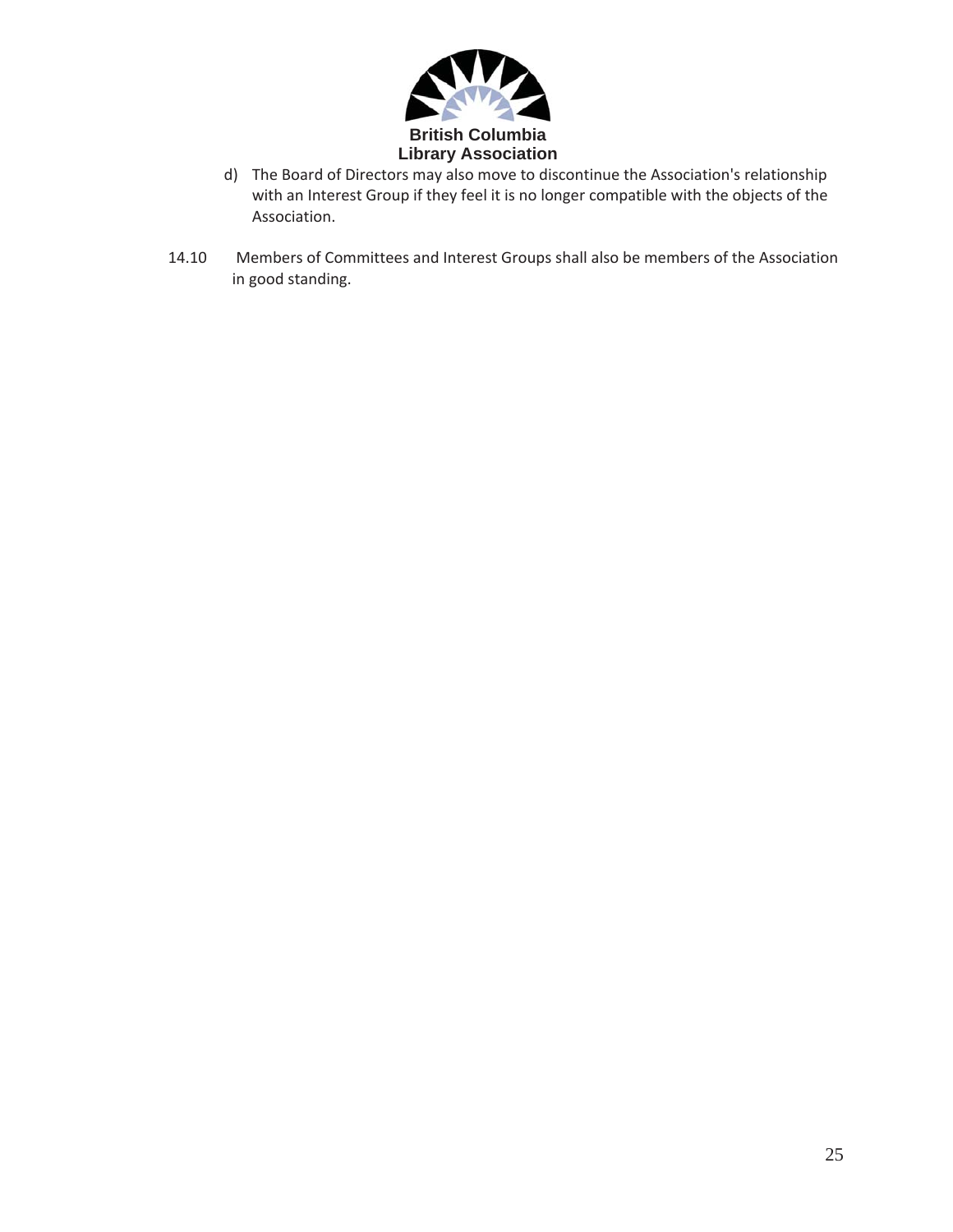d) The Board of Directors may also move to discontinue the Association's relationship with an Interest Group if they feel it is no longer compatible with the objects of the Association.

14.10 Members of Committees and Interest Groups shall also be members of the Association in good standing.